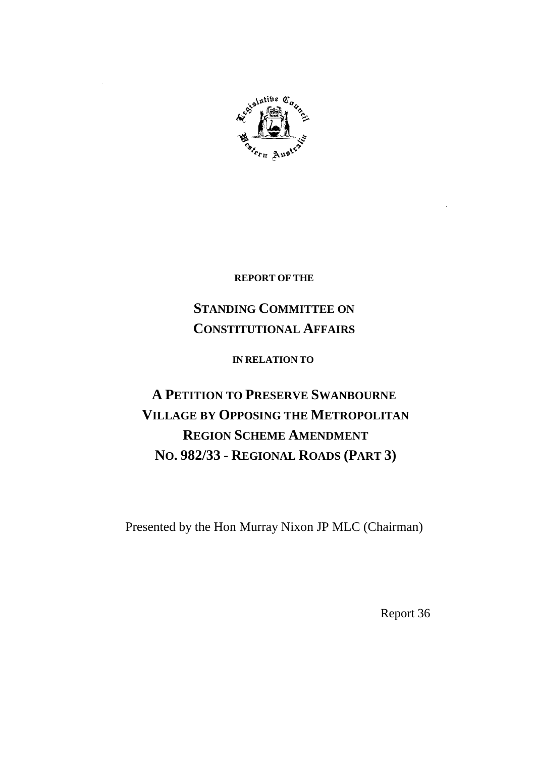**REPORT OF THE**

# STANDING COMMITTEE ON CONSTITUTIONAL AFFAIRS

**IN RELATION TO**

# A PETITION TO PRESERVE SWANBOURNE VILLAGE BY OPPOSING THE METROPOLITAN REGION SCHEME AMENDMENT NO. 982/33 - REGIONAL ROADS (PART 3)

Presented by the Hon Murray Nixon JP MLC (Chairman)

Report 36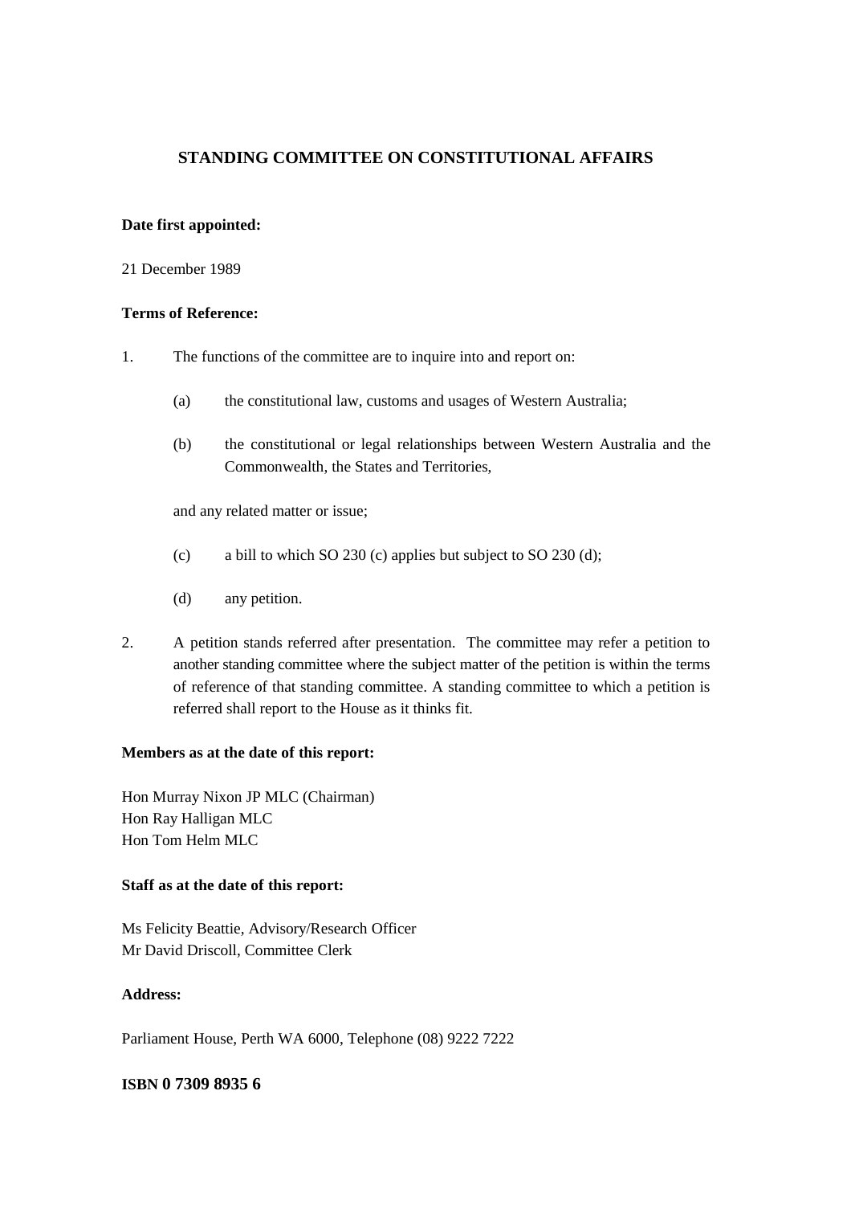# STANDING COMMITTEE ON CONSTITUTIONAL AFFAIRS

**Date first appointed:**

21 December 1989

**Terms of Reference:**

1. The functions of the committee are to inquire into and report on:

   (a) the constitutional law, customs and usages of Western Australia;

   (b) the constitutional or legal relationships between Western Australia and the Commonwealth, the States and Territories,

   and any related matter or issue;

   (c) a bill to which SO 230 (c) applies but subject to SO 230 (d);

   (d) any petition.

2. A petition stands referred after presentation. The committee may refer a petition to another standing committee where the subject matter of the petition is within the terms of reference of that standing committee. A standing committee to which a petition is referred shall report to the House as it thinks fit.

**Members as at the date of this report:**

Hon Murray Nixon JP MLC (Chairman)
Hon Ray Halligan MLC
Hon Tom Helm MLC

**Staff as at the date of this report:**

Ms Felicity Beattie, Advisory/Research Officer
Mr David Driscoll, Committee Clerk

**Address:**

Parliament House, Perth WA 6000, Telephone (08) 9222 7222

**ISBN 0 7309 8935 6**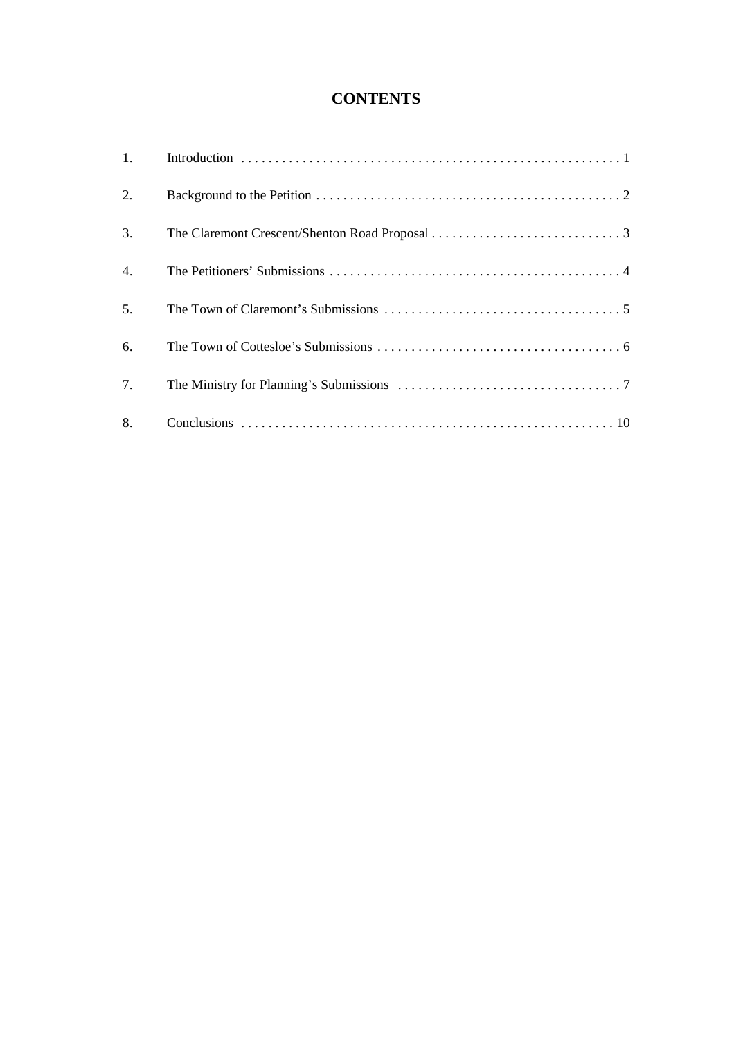# CONTENTS

| | | |
|---|---|---|
| 1. | Introduction | 1 |
| 2. | Background to the Petition | 2 |
| 3. | The Claremont Crescent/Shenton Road Proposal | 3 |
| 4. | The Petitioners' Submissions | 4 |
| 5. | The Town of Claremont's Submissions | 5 |
| 6. | The Town of Cottesloe's Submissions | 6 |
| 7. | The Ministry for Planning's Submissions | 7 |
| 8. | Conclusions | 10 |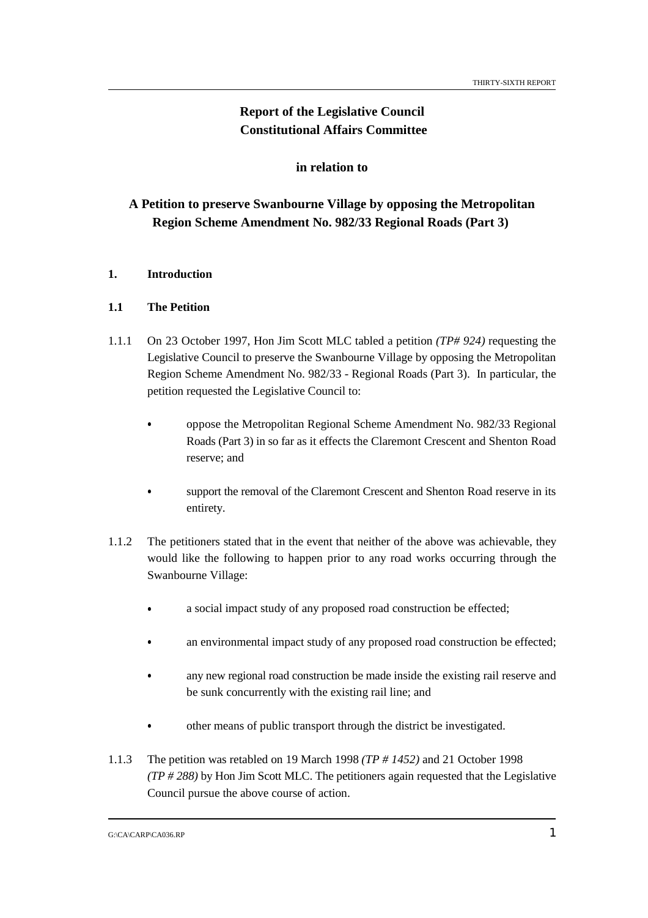# Report of the Legislative Council Constitutional Affairs Committee

**in relation to**

## A Petition to preserve Swanbourne Village by opposing the Metropolitan Region Scheme Amendment No. 982/33 Regional Roads (Part 3)

### 1. Introduction

### 1.1 The Petition

1.1.1 On 23 October 1997, Hon Jim Scott MLC tabled a petition *(TP# 924)* requesting the Legislative Council to preserve the Swanbourne Village by opposing the Metropolitan Region Scheme Amendment No. 982/33 - Regional Roads (Part 3). In particular, the petition requested the Legislative Council to:

- oppose the Metropolitan Regional Scheme Amendment No. 982/33 Regional Roads (Part 3) in so far as it effects the Claremont Crescent and Shenton Road reserve; and
- support the removal of the Claremont Crescent and Shenton Road reserve in its entirety.

1.1.2 The petitioners stated that in the event that neither of the above was achievable, they would like the following to happen prior to any road works occurring through the Swanbourne Village:

- a social impact study of any proposed road construction be effected;
- an environmental impact study of any proposed road construction be effected;
- any new regional road construction be made inside the existing rail reserve and be sunk concurrently with the existing rail line; and
- other means of public transport through the district be investigated.

1.1.3 The petition was retabled on 19 March 1998 *(TP # 1452)* and 21 October 1998 *(TP # 288)* by Hon Jim Scott MLC. The petitioners again requested that the Legislative Council pursue the above course of action.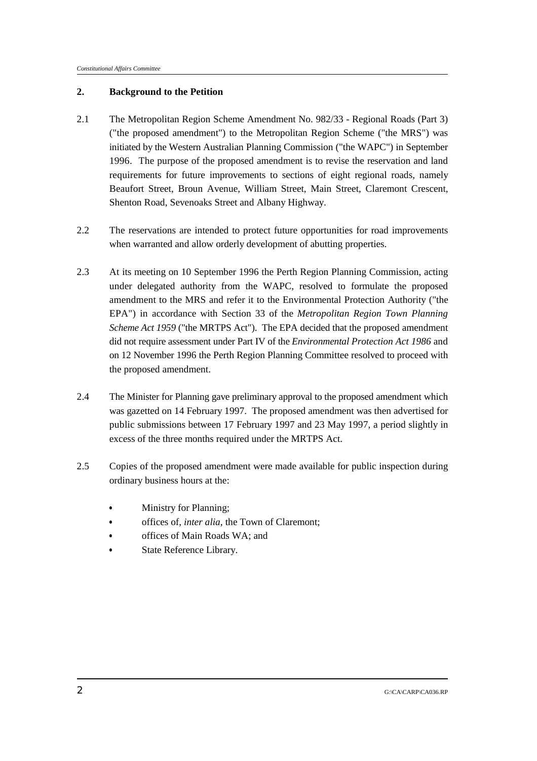## 2. Background to the Petition

2.1 The Metropolitan Region Scheme Amendment No. 982/33 - Regional Roads (Part 3) ("the proposed amendment") to the Metropolitan Region Scheme ("the MRS") was initiated by the Western Australian Planning Commission ("the WAPC") in September 1996. The purpose of the proposed amendment is to revise the reservation and land requirements for future improvements to sections of eight regional roads, namely Beaufort Street, Broun Avenue, William Street, Main Street, Claremont Crescent, Shenton Road, Sevenoaks Street and Albany Highway.

2.2 The reservations are intended to protect future opportunities for road improvements when warranted and allow orderly development of abutting properties.

2.3 At its meeting on 10 September 1996 the Perth Region Planning Commission, acting under delegated authority from the WAPC, resolved to formulate the proposed amendment to the MRS and refer it to the Environmental Protection Authority ("the EPA") in accordance with Section 33 of the *Metropolitan Region Town Planning Scheme Act 1959* ("the MRTPS Act"). The EPA decided that the proposed amendment did not require assessment under Part IV of the *Environmental Protection Act 1986* and on 12 November 1996 the Perth Region Planning Committee resolved to proceed with the proposed amendment.

2.4 The Minister for Planning gave preliminary approval to the proposed amendment which was gazetted on 14 February 1997. The proposed amendment was then advertised for public submissions between 17 February 1997 and 23 May 1997, a period slightly in excess of the three months required under the MRTPS Act.

2.5 Copies of the proposed amendment were made available for public inspection during ordinary business hours at the:

- Ministry for Planning;
- offices of, *inter alia*, the Town of Claremont;
- offices of Main Roads WA; and
- State Reference Library.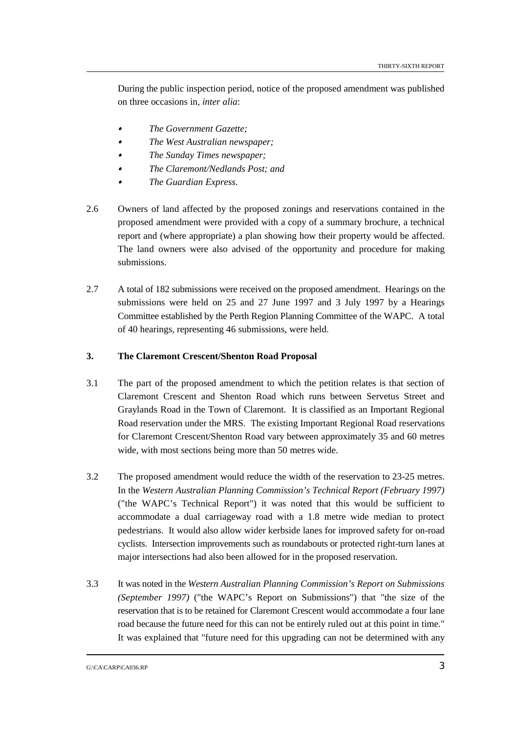During the public inspection period, notice of the proposed amendment was published on three occasions in, *inter alia*:

- *The Government Gazette;*
- *The West Australian newspaper;*
- *The Sunday Times newspaper;*
- *The Claremont/Nedlands Post; and*
- *The Guardian Express*.

2.6 Owners of land affected by the proposed zonings and reservations contained in the proposed amendment were provided with a copy of a summary brochure, a technical report and (where appropriate) a plan showing how their property would be affected. The land owners were also advised of the opportunity and procedure for making submissions.

2.7 A total of 182 submissions were received on the proposed amendment. Hearings on the submissions were held on 25 and 27 June 1997 and 3 July 1997 by a Hearings Committee established by the Perth Region Planning Committee of the WAPC. A total of 40 hearings, representing 46 submissions, were held.

### 3. The Claremont Crescent/Shenton Road Proposal

3.1 The part of the proposed amendment to which the petition relates is that section of Claremont Crescent and Shenton Road which runs between Servetus Street and Graylands Road in the Town of Claremont. It is classified as an Important Regional Road reservation under the MRS. The existing Important Regional Road reservations for Claremont Crescent/Shenton Road vary between approximately 35 and 60 metres wide, with most sections being more than 50 metres wide.

3.2 The proposed amendment would reduce the width of the reservation to 23-25 metres. In the *Western Australian Planning Commission's Technical Report (February 1997)* ("the WAPC's Technical Report") it was noted that this would be sufficient to accommodate a dual carriageway road with a 1.8 metre wide median to protect pedestrians. It would also allow wider kerbside lanes for improved safety for on-road cyclists. Intersection improvements such as roundabouts or protected right-turn lanes at major intersections had also been allowed for in the proposed reservation.

3.3 It was noted in the *Western Australian Planning Commission's Report on Submissions (September 1997)* ("the WAPC's Report on Submissions") that "the size of the reservation that is to be retained for Claremont Crescent would accommodate a four lane road because the future need for this can not be entirely ruled out at this point in time." It was explained that "future need for this upgrading can not be determined with any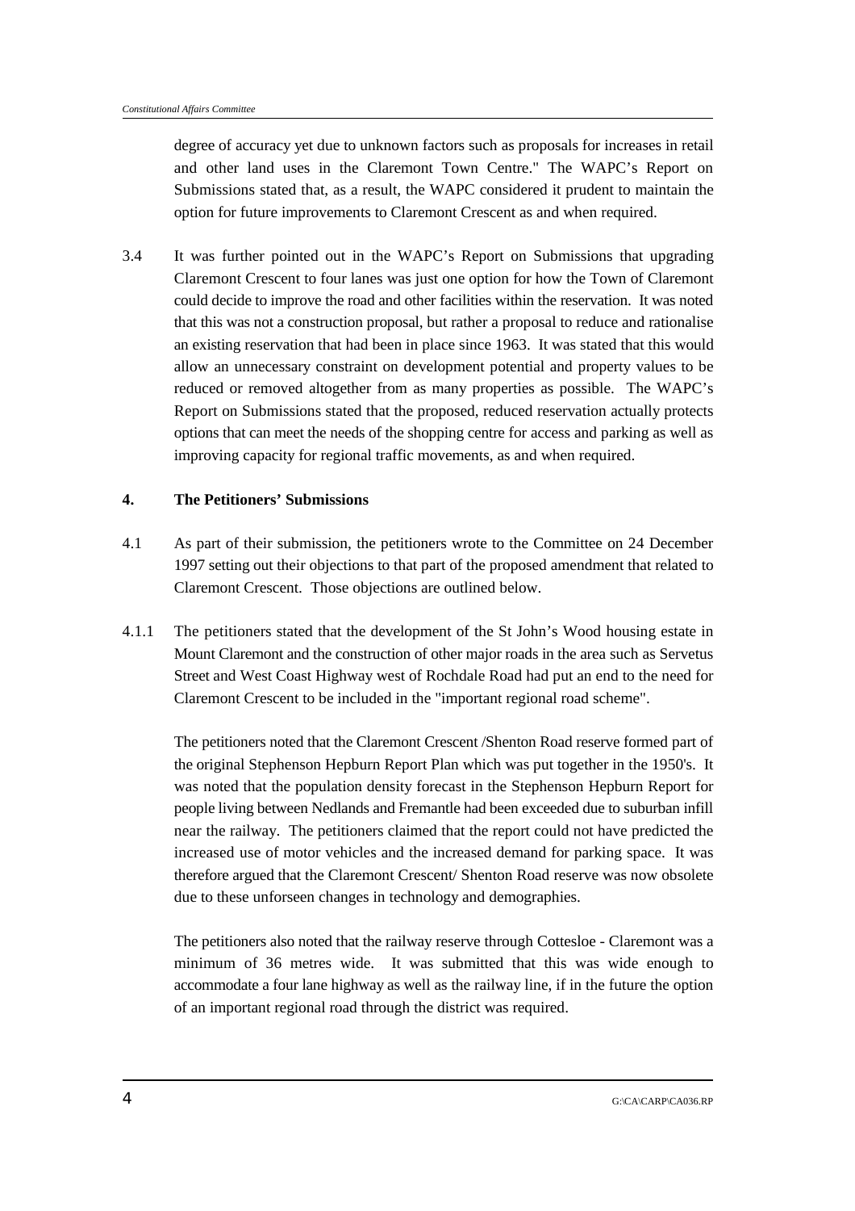degree of accuracy yet due to unknown factors such as proposals for increases in retail and other land uses in the Claremont Town Centre." The WAPC's Report on Submissions stated that, as a result, the WAPC considered it prudent to maintain the option for future improvements to Claremont Crescent as and when required.

3.4 It was further pointed out in the WAPC's Report on Submissions that upgrading Claremont Crescent to four lanes was just one option for how the Town of Claremont could decide to improve the road and other facilities within the reservation. It was noted that this was not a construction proposal, but rather a proposal to reduce and rationalise an existing reservation that had been in place since 1963. It was stated that this would allow an unnecessary constraint on development potential and property values to be reduced or removed altogether from as many properties as possible. The WAPC's Report on Submissions stated that the proposed, reduced reservation actually protects options that can meet the needs of the shopping centre for access and parking as well as improving capacity for regional traffic movements, as and when required.

## 4. The Petitioners' Submissions

4.1 As part of their submission, the petitioners wrote to the Committee on 24 December 1997 setting out their objections to that part of the proposed amendment that related to Claremont Crescent. Those objections are outlined below.

4.1.1 The petitioners stated that the development of the St John's Wood housing estate in Mount Claremont and the construction of other major roads in the area such as Servetus Street and West Coast Highway west of Rochdale Road had put an end to the need for Claremont Crescent to be included in the "important regional road scheme".

The petitioners noted that the Claremont Crescent /Shenton Road reserve formed part of the original Stephenson Hepburn Report Plan which was put together in the 1950's. It was noted that the population density forecast in the Stephenson Hepburn Report for people living between Nedlands and Fremantle had been exceeded due to suburban infill near the railway. The petitioners claimed that the report could not have predicted the increased use of motor vehicles and the increased demand for parking space. It was therefore argued that the Claremont Crescent/ Shenton Road reserve was now obsolete due to these unforseen changes in technology and demographies.

The petitioners also noted that the railway reserve through Cottesloe - Claremont was a minimum of 36 metres wide. It was submitted that this was wide enough to accommodate a four lane highway as well as the railway line, if in the future the option of an important regional road through the district was required.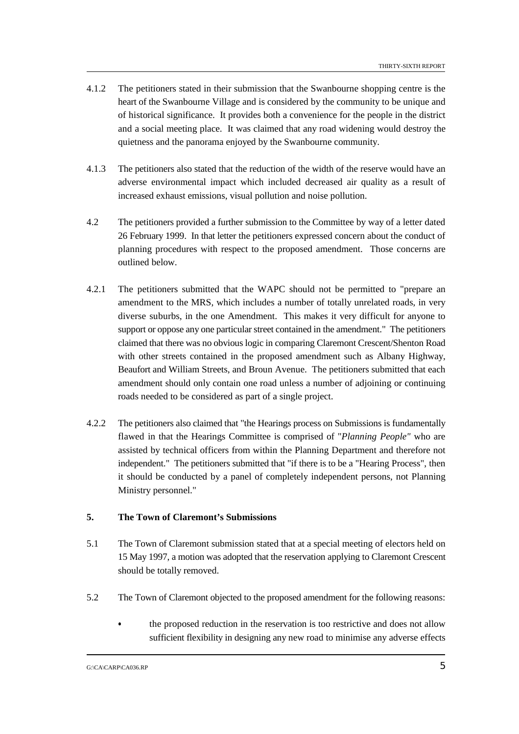4.1.2 The petitioners stated in their submission that the Swanbourne shopping centre is the heart of the Swanbourne Village and is considered by the community to be unique and of historical significance. It provides both a convenience for the people in the district and a social meeting place. It was claimed that any road widening would destroy the quietness and the panorama enjoyed by the Swanbourne community.

4.1.3 The petitioners also stated that the reduction of the width of the reserve would have an adverse environmental impact which included decreased air quality as a result of increased exhaust emissions, visual pollution and noise pollution.

4.2 The petitioners provided a further submission to the Committee by way of a letter dated 26 February 1999. In that letter the petitioners expressed concern about the conduct of planning procedures with respect to the proposed amendment. Those concerns are outlined below.

4.2.1 The petitioners submitted that the WAPC should not be permitted to "prepare an amendment to the MRS, which includes a number of totally unrelated roads, in very diverse suburbs, in the one Amendment. This makes it very difficult for anyone to support or oppose any one particular street contained in the amendment." The petitioners claimed that there was no obvious logic in comparing Claremont Crescent/Shenton Road with other streets contained in the proposed amendment such as Albany Highway, Beaufort and William Streets, and Broun Avenue. The petitioners submitted that each amendment should only contain one road unless a number of adjoining or continuing roads needed to be considered as part of a single project.

4.2.2 The petitioners also claimed that "the Hearings process on Submissions is fundamentally flawed in that the Hearings Committee is comprised of "*Planning People"* who are assisted by technical officers from within the Planning Department and therefore not independent." The petitioners submitted that "if there is to be a "Hearing Process", then it should be conducted by a panel of completely independent persons, not Planning Ministry personnel."

**5. The Town of Claremont's Submissions**

5.1 The Town of Claremont submission stated that at a special meeting of electors held on 15 May 1997, a motion was adopted that the reservation applying to Claremont Crescent should be totally removed.

5.2 The Town of Claremont objected to the proposed amendment for the following reasons:

- the proposed reduction in the reservation is too restrictive and does not allow sufficient flexibility in designing any new road to minimise any adverse effects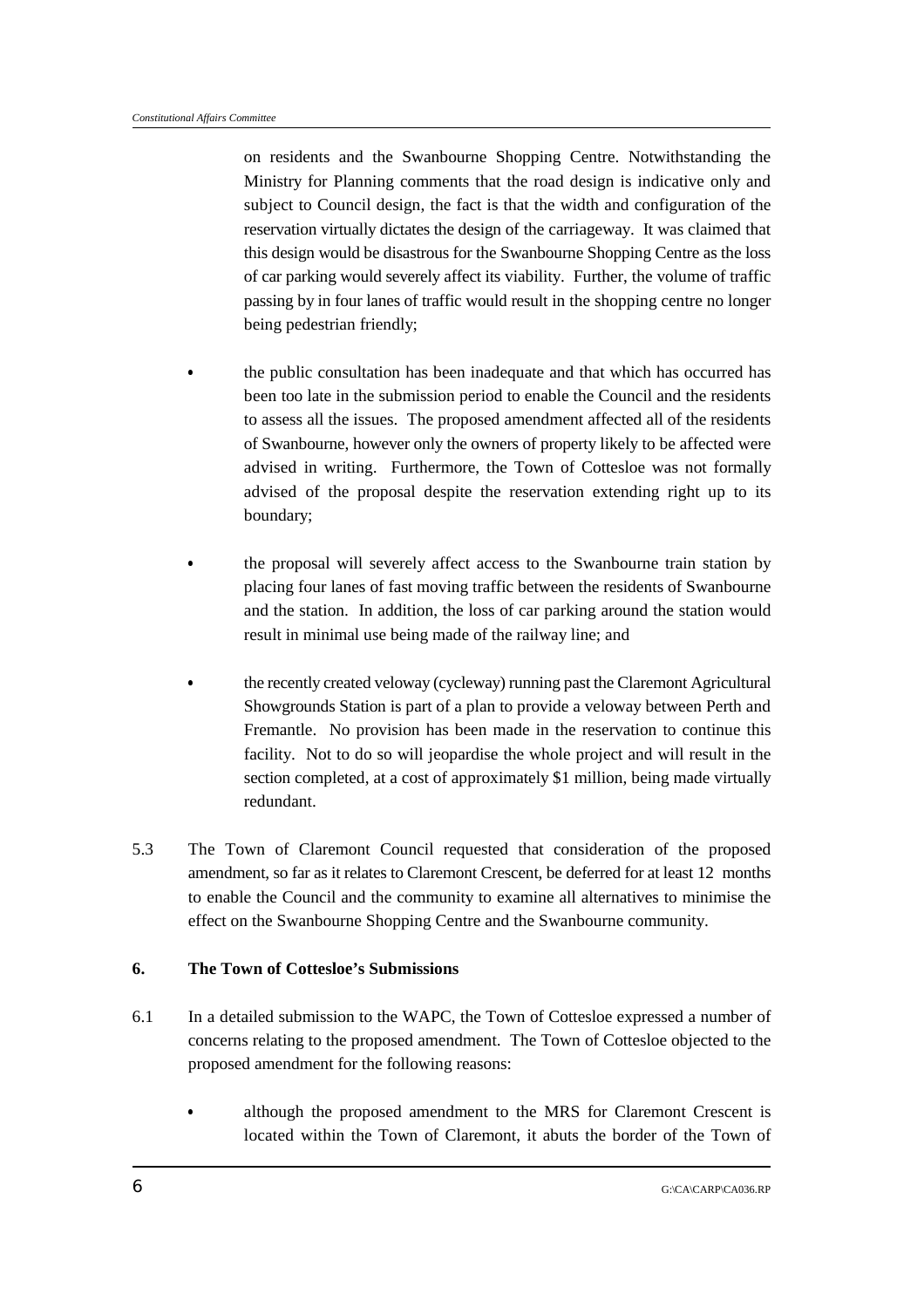on residents and the Swanbourne Shopping Centre. Notwithstanding the Ministry for Planning comments that the road design is indicative only and subject to Council design, the fact is that the width and configuration of the reservation virtually dictates the design of the carriageway. It was claimed that this design would be disastrous for the Swanbourne Shopping Centre as the loss of car parking would severely affect its viability. Further, the volume of traffic passing by in four lanes of traffic would result in the shopping centre no longer being pedestrian friendly;

- the public consultation has been inadequate and that which has occurred has been too late in the submission period to enable the Council and the residents to assess all the issues. The proposed amendment affected all of the residents of Swanbourne, however only the owners of property likely to be affected were advised in writing. Furthermore, the Town of Cottesloe was not formally advised of the proposal despite the reservation extending right up to its boundary;

- the proposal will severely affect access to the Swanbourne train station by placing four lanes of fast moving traffic between the residents of Swanbourne and the station. In addition, the loss of car parking around the station would result in minimal use being made of the railway line; and

- the recently created veloway (cycleway) running past the Claremont Agricultural Showgrounds Station is part of a plan to provide a veloway between Perth and Fremantle. No provision has been made in the reservation to continue this facility. Not to do so will jeopardise the whole project and will result in the section completed, at a cost of approximately $1 million, being made virtually redundant.

5.3 The Town of Claremont Council requested that consideration of the proposed amendment, so far as it relates to Claremont Crescent, be deferred for at least 12 months to enable the Council and the community to examine all alternatives to minimise the effect on the Swanbourne Shopping Centre and the Swanbourne community.

## 6. The Town of Cottesloe's Submissions

6.1 In a detailed submission to the WAPC, the Town of Cottesloe expressed a number of concerns relating to the proposed amendment. The Town of Cottesloe objected to the proposed amendment for the following reasons:

- although the proposed amendment to the MRS for Claremont Crescent is located within the Town of Claremont, it abuts the border of the Town of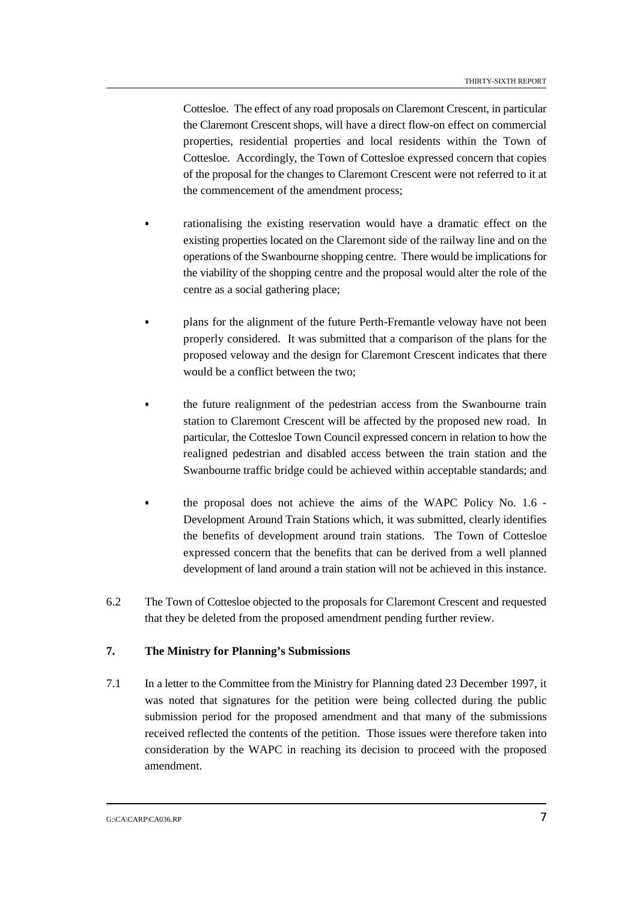Cottesloe. The effect of any road proposals on Claremont Crescent, in particular the Claremont Crescent shops, will have a direct flow-on effect on commercial properties, residential properties and local residents within the Town of Cottesloe. Accordingly, the Town of Cottesloe expressed concern that copies of the proposal for the changes to Claremont Crescent were not referred to it at the commencement of the amendment process;

- rationalising the existing reservation would have a dramatic effect on the existing properties located on the Claremont side of the railway line and on the operations of the Swanbourne shopping centre. There would be implications for the viability of the shopping centre and the proposal would alter the role of the centre as a social gathering place;

- plans for the alignment of the future Perth-Fremantle veloway have not been properly considered. It was submitted that a comparison of the plans for the proposed veloway and the design for Claremont Crescent indicates that there would be a conflict between the two;

- the future realignment of the pedestrian access from the Swanbourne train station to Claremont Crescent will be affected by the proposed new road. In particular, the Cottesloe Town Council expressed concern in relation to how the realigned pedestrian and disabled access between the train station and the Swanbourne traffic bridge could be achieved within acceptable standards; and

- the proposal does not achieve the aims of the WAPC Policy No. 1.6 - Development Around Train Stations which, it was submitted, clearly identifies the benefits of development around train stations. The Town of Cottesloe expressed concern that the benefits that can be derived from a well planned development of land around a train station will not be achieved in this instance.

6.2 The Town of Cottesloe objected to the proposals for Claremont Crescent and requested that they be deleted from the proposed amendment pending further review.

## 7. The Ministry for Planning's Submissions

7.1 In a letter to the Committee from the Ministry for Planning dated 23 December 1997, it was noted that signatures for the petition were being collected during the public submission period for the proposed amendment and that many of the submissions received reflected the contents of the petition. Those issues were therefore taken into consideration by the WAPC in reaching its decision to proceed with the proposed amendment.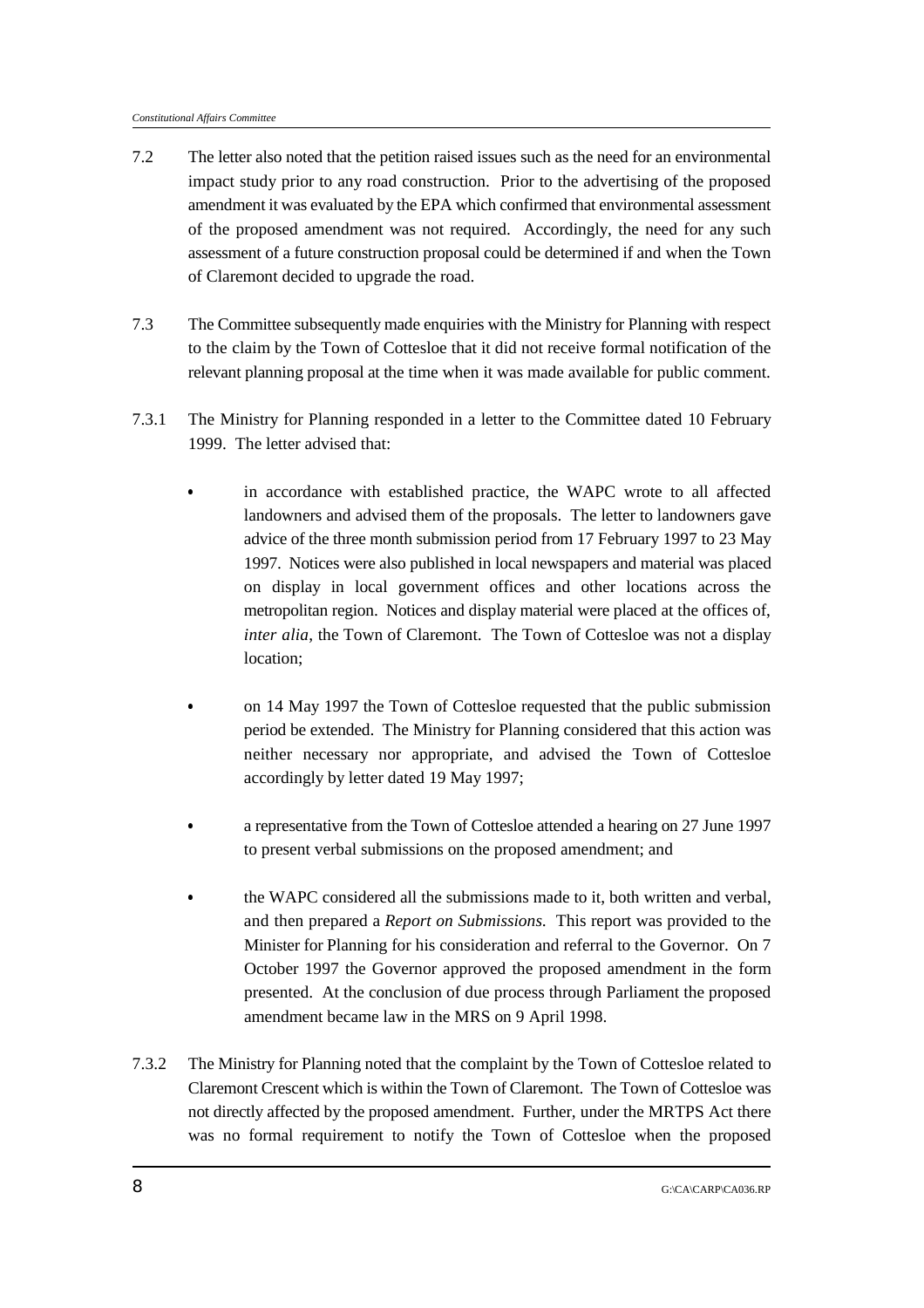7.2 The letter also noted that the petition raised issues such as the need for an environmental impact study prior to any road construction. Prior to the advertising of the proposed amendment it was evaluated by the EPA which confirmed that environmental assessment of the proposed amendment was not required. Accordingly, the need for any such assessment of a future construction proposal could be determined if and when the Town of Claremont decided to upgrade the road.

7.3 The Committee subsequently made enquiries with the Ministry for Planning with respect to the claim by the Town of Cottesloe that it did not receive formal notification of the relevant planning proposal at the time when it was made available for public comment.

7.3.1 The Ministry for Planning responded in a letter to the Committee dated 10 February 1999. The letter advised that:

- in accordance with established practice, the WAPC wrote to all affected landowners and advised them of the proposals. The letter to landowners gave advice of the three month submission period from 17 February 1997 to 23 May 1997. Notices were also published in local newspapers and material was placed on display in local government offices and other locations across the metropolitan region. Notices and display material were placed at the offices of, *inter alia*, the Town of Claremont. The Town of Cottesloe was not a display location;

- on 14 May 1997 the Town of Cottesloe requested that the public submission period be extended. The Ministry for Planning considered that this action was neither necessary nor appropriate, and advised the Town of Cottesloe accordingly by letter dated 19 May 1997;

- a representative from the Town of Cottesloe attended a hearing on 27 June 1997 to present verbal submissions on the proposed amendment; and

- the WAPC considered all the submissions made to it, both written and verbal, and then prepared a *Report on Submissions.* This report was provided to the Minister for Planning for his consideration and referral to the Governor. On 7 October 1997 the Governor approved the proposed amendment in the form presented. At the conclusion of due process through Parliament the proposed amendment became law in the MRS on 9 April 1998.

7.3.2 The Ministry for Planning noted that the complaint by the Town of Cottesloe related to Claremont Crescent which is within the Town of Claremont. The Town of Cottesloe was not directly affected by the proposed amendment. Further, under the MRTPS Act there was no formal requirement to notify the Town of Cottesloe when the proposed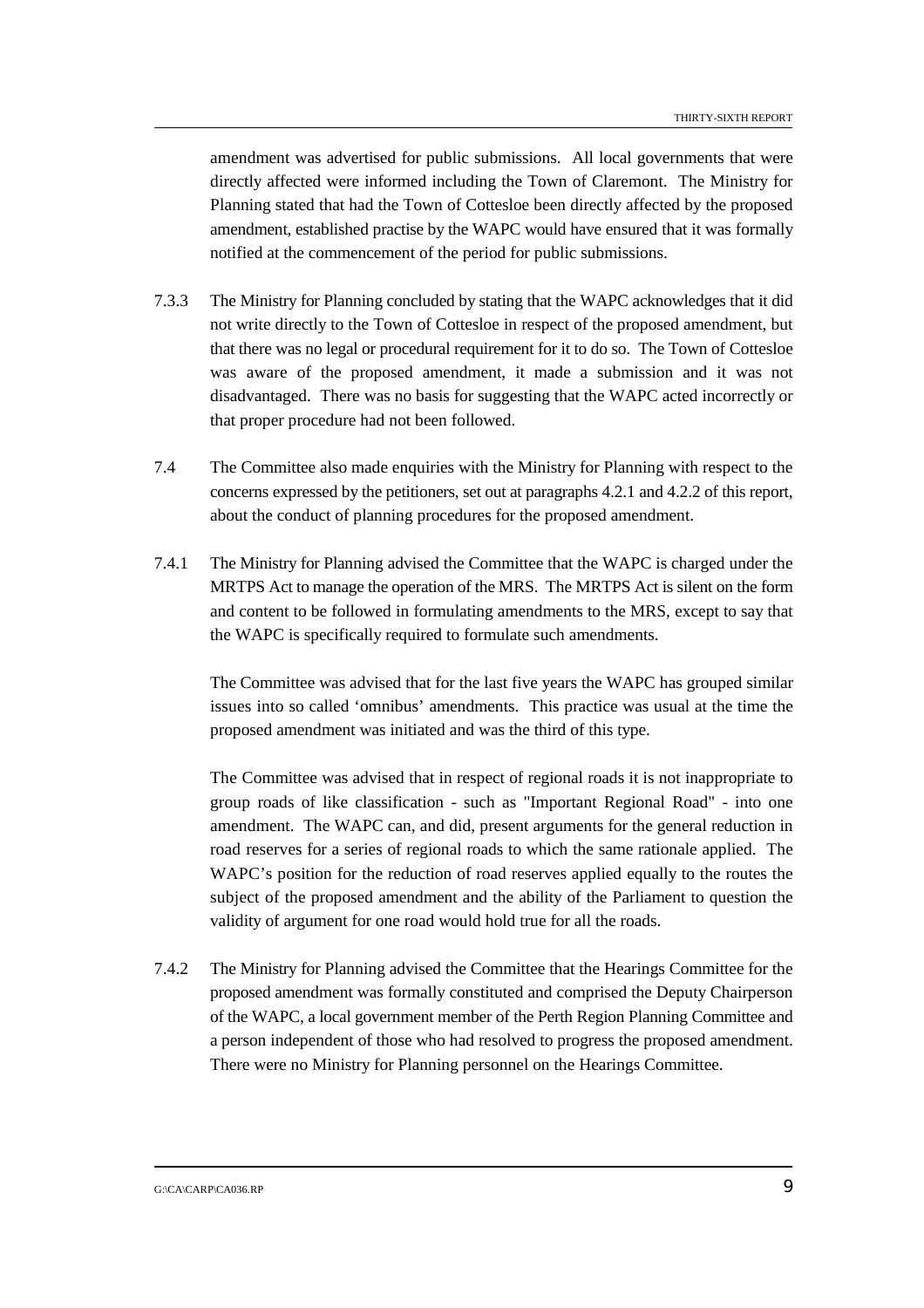amendment was advertised for public submissions. All local governments that were directly affected were informed including the Town of Claremont. The Ministry for Planning stated that had the Town of Cottesloe been directly affected by the proposed amendment, established practise by the WAPC would have ensured that it was formally notified at the commencement of the period for public submissions.

7.3.3 The Ministry for Planning concluded by stating that the WAPC acknowledges that it did not write directly to the Town of Cottesloe in respect of the proposed amendment, but that there was no legal or procedural requirement for it to do so. The Town of Cottesloe was aware of the proposed amendment, it made a submission and it was not disadvantaged. There was no basis for suggesting that the WAPC acted incorrectly or that proper procedure had not been followed.

7.4 The Committee also made enquiries with the Ministry for Planning with respect to the concerns expressed by the petitioners, set out at paragraphs 4.2.1 and 4.2.2 of this report, about the conduct of planning procedures for the proposed amendment.

7.4.1 The Ministry for Planning advised the Committee that the WAPC is charged under the MRTPS Act to manage the operation of the MRS. The MRTPS Act is silent on the form and content to be followed in formulating amendments to the MRS, except to say that the WAPC is specifically required to formulate such amendments.

The Committee was advised that for the last five years the WAPC has grouped similar issues into so called 'omnibus' amendments. This practice was usual at the time the proposed amendment was initiated and was the third of this type.

The Committee was advised that in respect of regional roads it is not inappropriate to group roads of like classification - such as "Important Regional Road" - into one amendment. The WAPC can, and did, present arguments for the general reduction in road reserves for a series of regional roads to which the same rationale applied. The WAPC's position for the reduction of road reserves applied equally to the routes the subject of the proposed amendment and the ability of the Parliament to question the validity of argument for one road would hold true for all the roads.

7.4.2 The Ministry for Planning advised the Committee that the Hearings Committee for the proposed amendment was formally constituted and comprised the Deputy Chairperson of the WAPC, a local government member of the Perth Region Planning Committee and a person independent of those who had resolved to progress the proposed amendment. There were no Ministry for Planning personnel on the Hearings Committee.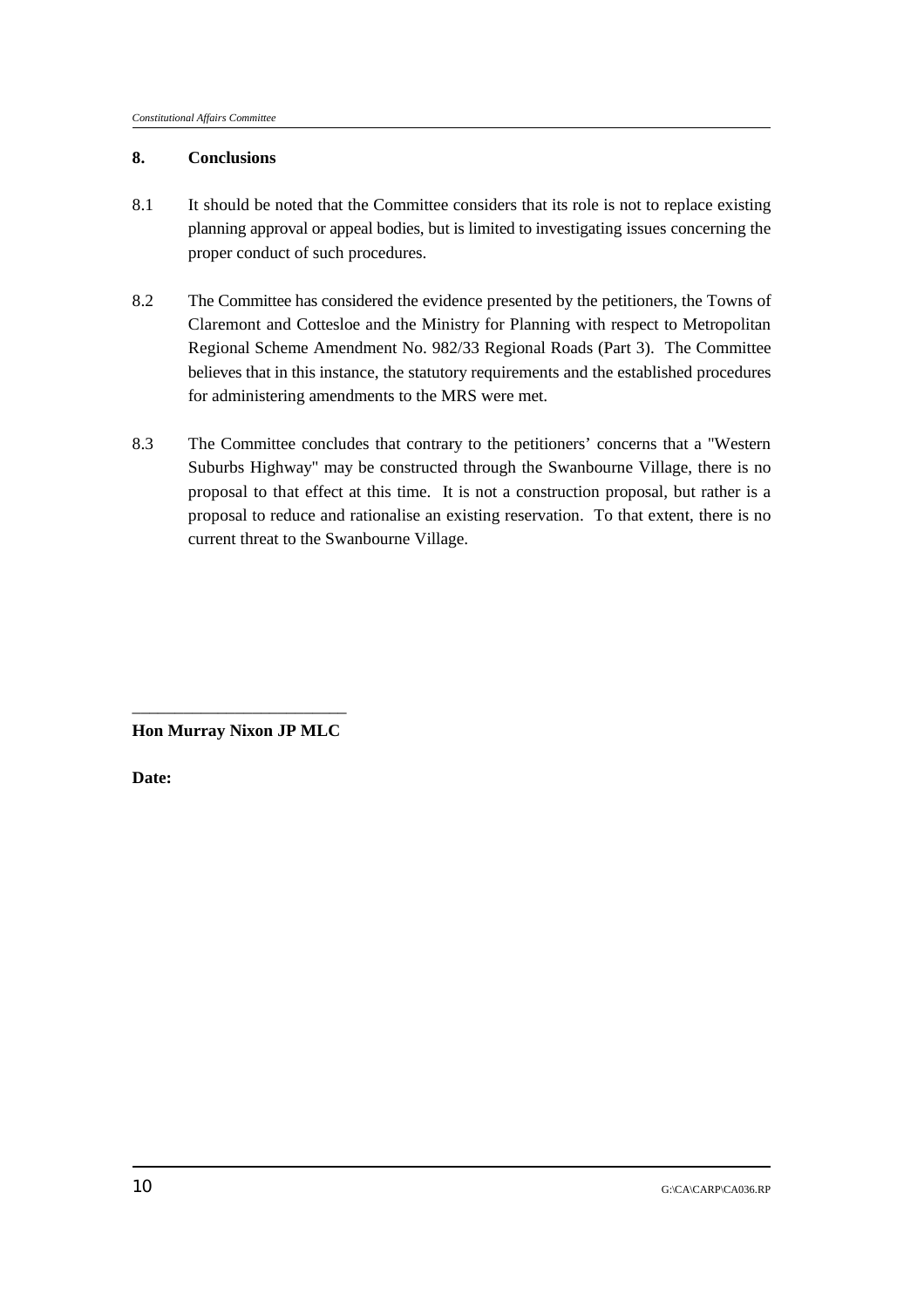## 8. Conclusions

8.1 It should be noted that the Committee considers that its role is not to replace existing planning approval or appeal bodies, but is limited to investigating issues concerning the proper conduct of such procedures.

8.2 The Committee has considered the evidence presented by the petitioners, the Towns of Claremont and Cottesloe and the Ministry for Planning with respect to Metropolitan Regional Scheme Amendment No. 982/33 Regional Roads (Part 3). The Committee believes that in this instance, the statutory requirements and the established procedures for administering amendments to the MRS were met.

8.3 The Committee concludes that contrary to the petitioners' concerns that a "Western Suburbs Highway" may be constructed through the Swanbourne Village, there is no proposal to that effect at this time. It is not a construction proposal, but rather is a proposal to reduce and rationalise an existing reservation. To that extent, there is no current threat to the Swanbourne Village.

\_\_\_\_\_\_\_\_\_\_\_\_\_\_\_\_\_\_\_\_\_\_\_\_\_\_

**Hon Murray Nixon JP MLC**

**Date:**